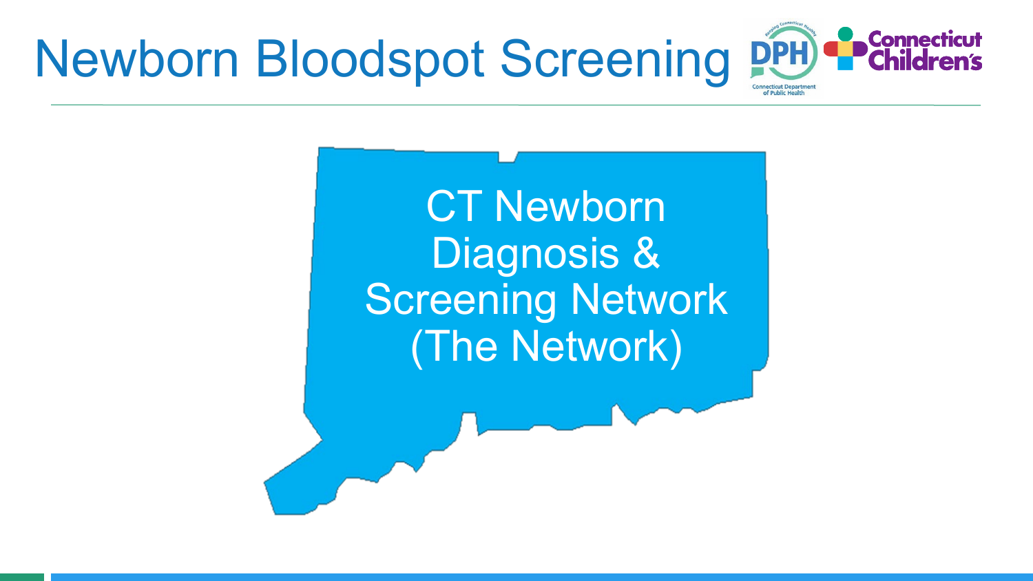# Newborn Bloodspot Screening

CT Newborn Diagnosis & Screening Network (The Network)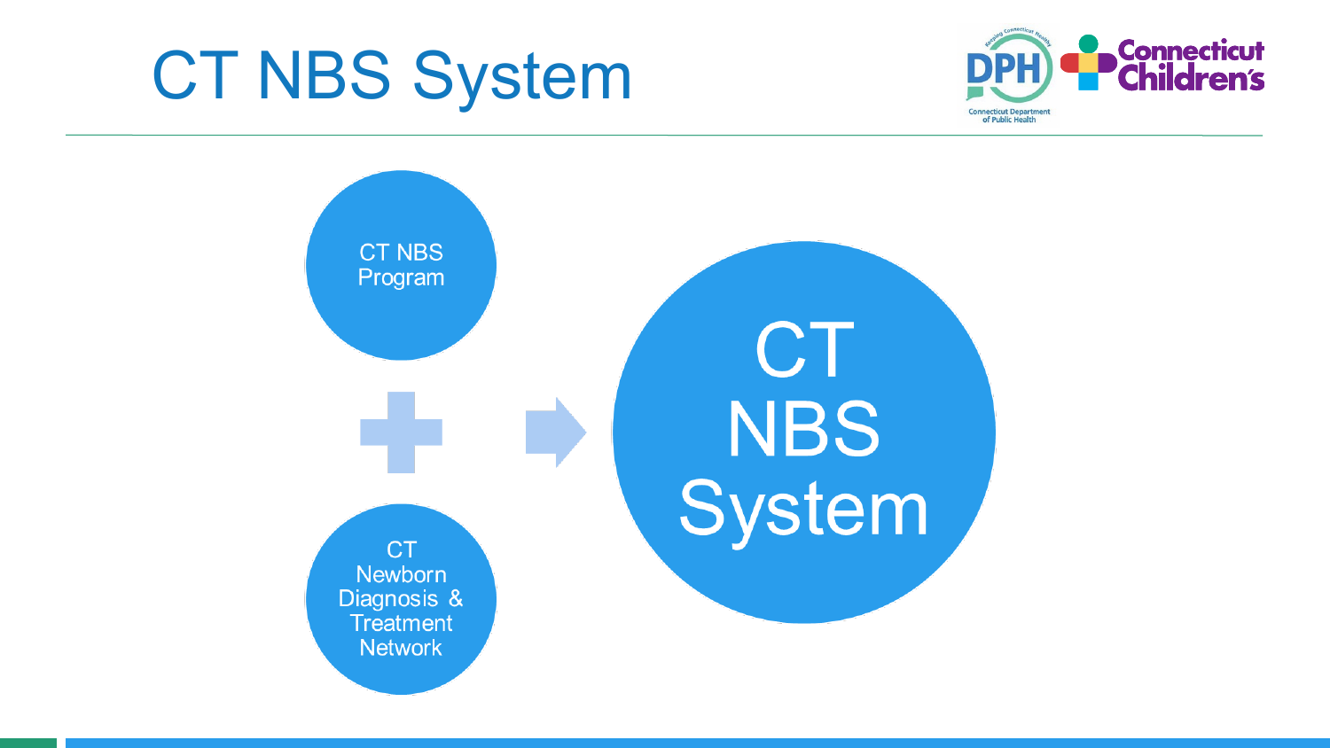# CT NBS System

CT NBS Program

+

CT Newborn Diagnosis & Treatment Network

→

CT NBS System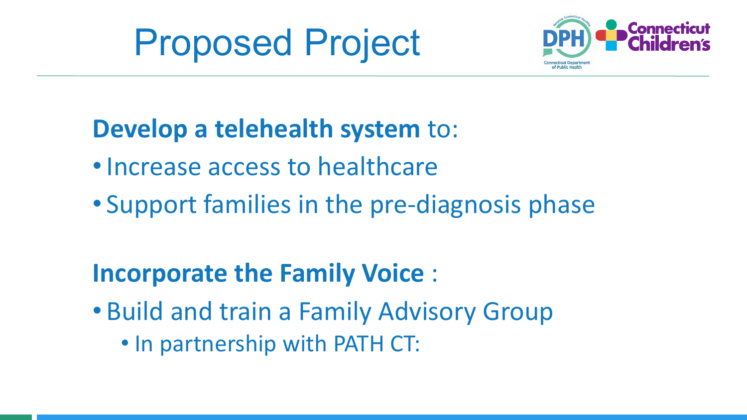# Proposed Project

**Develop a telehealth system** to:

- Increase access to healthcare
- Support families in the pre-diagnosis phase

**Incorporate the Family Voice** :

- Build and train a Family Advisory Group
  - In partnership with PATH CT: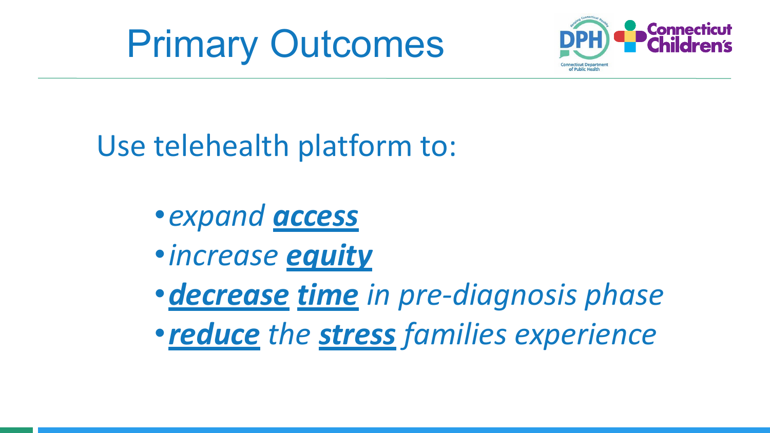# Primary Outcomes

Use telehealth platform to:

- *expand* ***access***
- *increase* ***equity***
- ***decrease*** ***time*** *in pre-diagnosis phase*
- ***reduce*** *the* ***stress*** *families experience*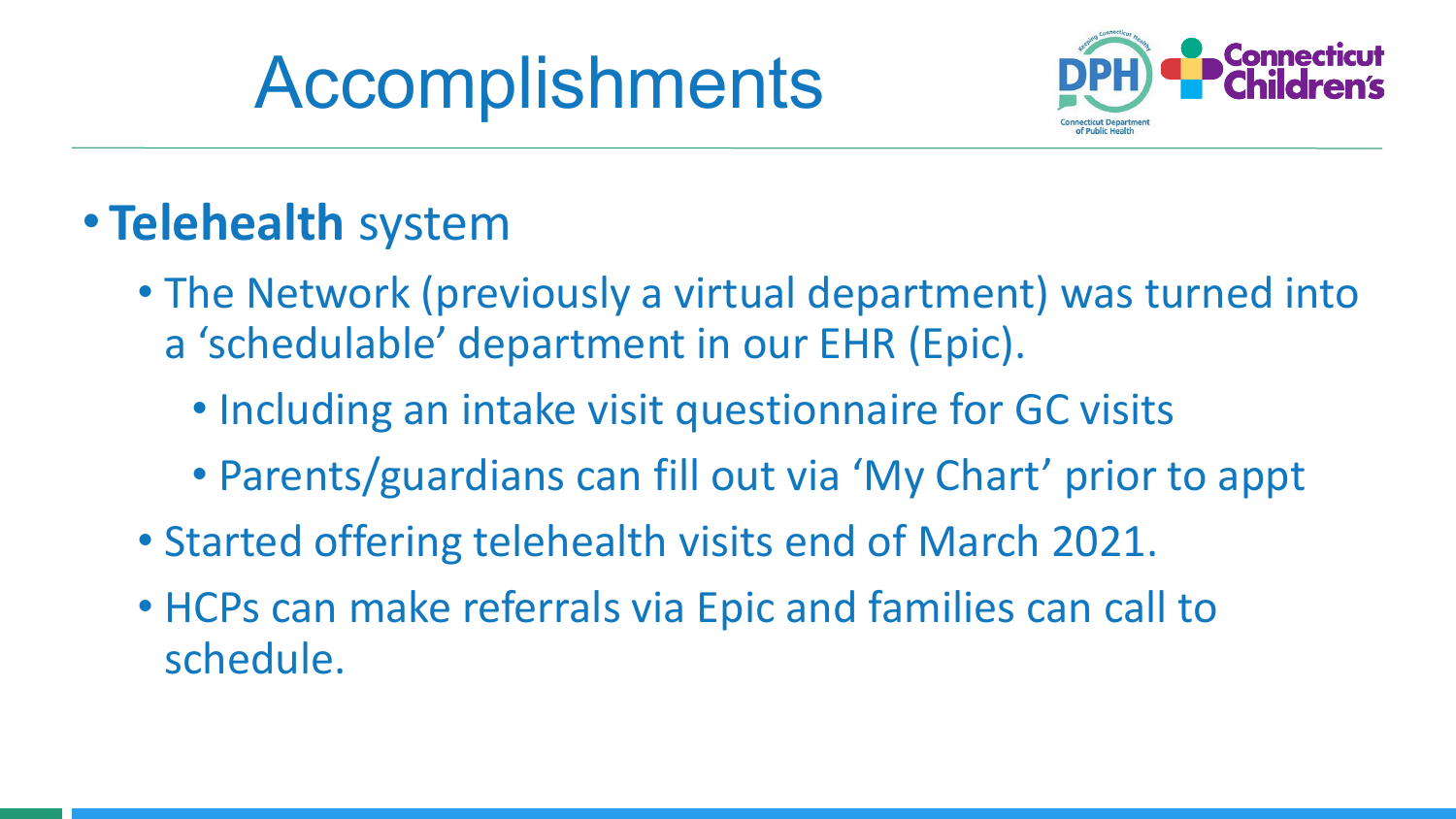# Accomplishments

- **Telehealth** system
  - The Network (previously a virtual department) was turned into a 'schedulable' department in our EHR (Epic).
    - Including an intake visit questionnaire for GC visits
    - Parents/guardians can fill out via 'My Chart' prior to appt
  - Started offering telehealth visits end of March 2021.
  - HCPs can make referrals via Epic and families can call to schedule.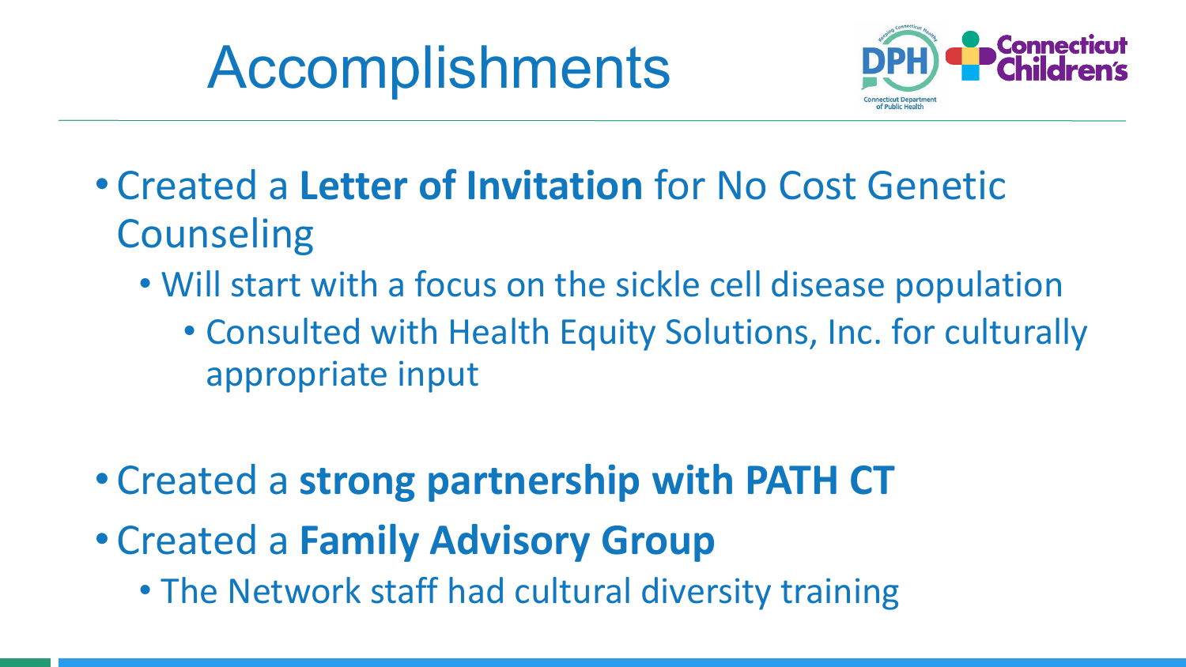# Accomplishments

- Created a **Letter of Invitation** for No Cost Genetic Counseling
  - Will start with a focus on the sickle cell disease population
    - Consulted with Health Equity Solutions, Inc. for culturally appropriate input
- Created a **strong partnership with PATH CT**
- Created a **Family Advisory Group**
  - The Network staff had cultural diversity training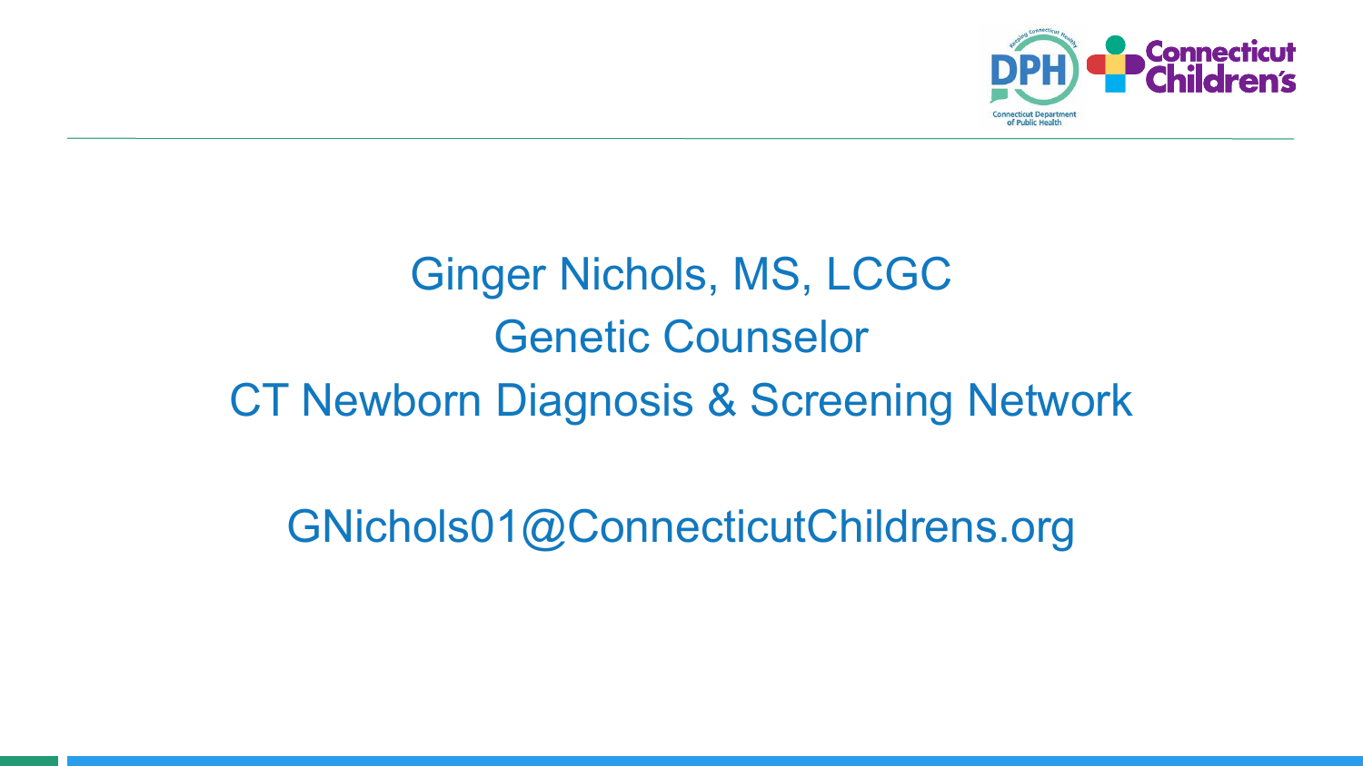Ginger Nichols, MS, LCGC

Genetic Counselor

CT Newborn Diagnosis & Screening Network

GNichols01@ConnecticutChildrens.org